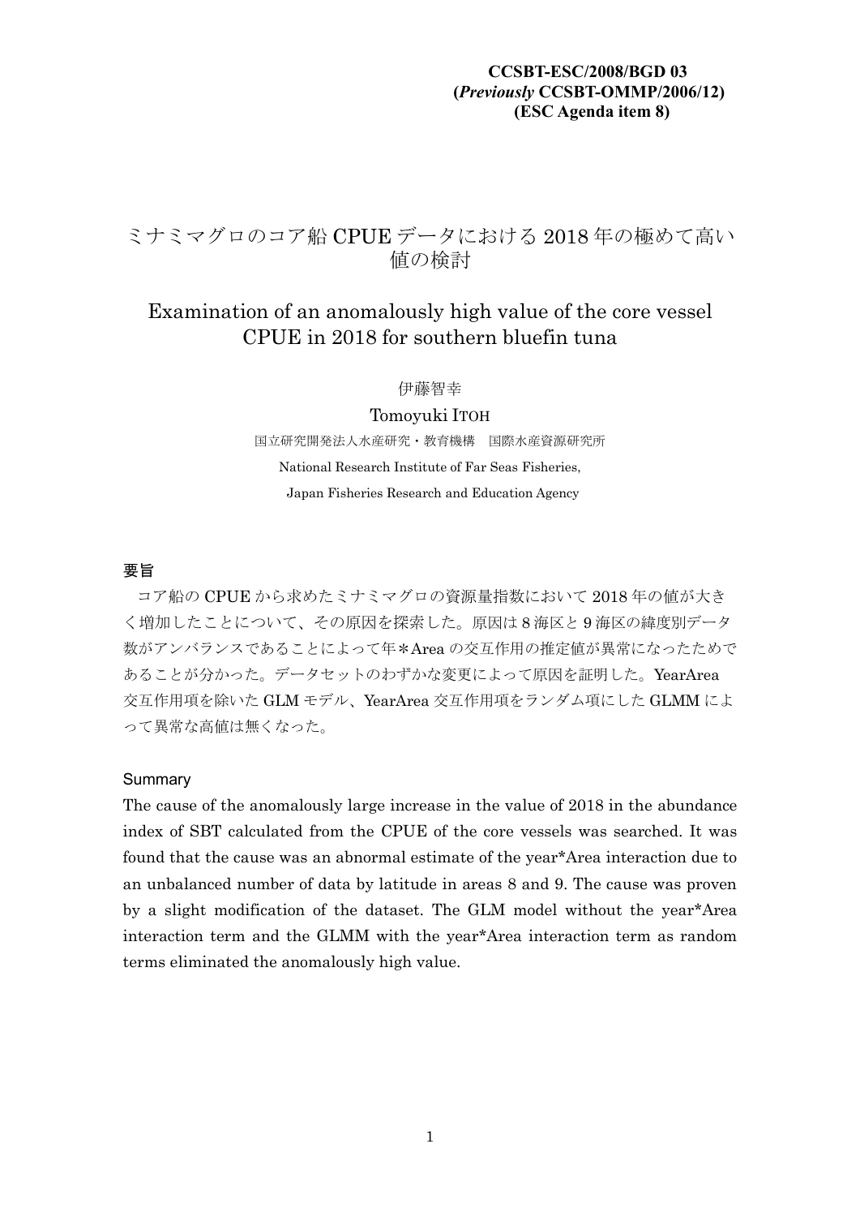**CCSBT-ESC/2008/BGD 03**
**(*Previously* CCSBT-OMMP/2006/12)**
**(ESC Agenda item 8)**

# ミナミマグロのコア船 CPUE データにおける 2018 年の極めて高い値の検討

# Examination of an anomalously high value of the core vessel CPUE in 2018 for southern bluefin tuna

伊藤智幸

Tomoyuki ITOH

国立研究開発法人水産研究・教育機構　国際水産資源研究所

National Research Institute of Far Seas Fisheries,

Japan Fisheries Research and Education Agency

## 要旨

コア船の CPUE から求めたミナミマグロの資源量指数において 2018 年の値が大きく増加したことについて、その原因を探索した。原因は 8 海区と 9 海区の緯度別データ数がアンバランスであることによって年＊Area の交互作用の推定値が異常になったためであることが分かった。データセットのわずかな変更によって原因を証明した。YearArea 交互作用項を除いた GLM モデル、YearArea 交互作用項をランダム項にした GLMM によって異常な高値は無くなった。

## Summary

The cause of the anomalously large increase in the value of 2018 in the abundance index of SBT calculated from the CPUE of the core vessels was searched. It was found that the cause was an abnormal estimate of the year*Area interaction due to an unbalanced number of data by latitude in areas 8 and 9. The cause was proven by a slight modification of the dataset. The GLM model without the year*Area interaction term and the GLMM with the year*Area interaction term as random terms eliminated the anomalously high value.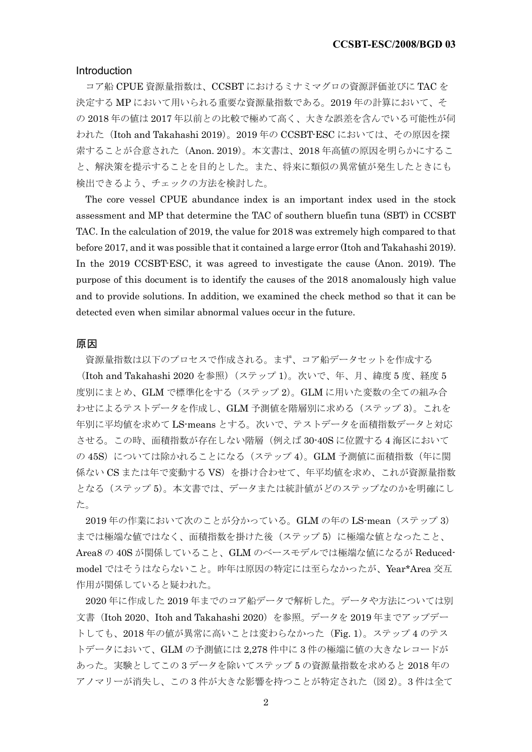## Introduction

コア船 CPUE 資源量指数は、CCSBT におけるミナミマグロの資源評価並びに TAC を決定する MP において用いられる重要な資源量指数である。2019 年の計算において、その 2018 年の値は 2017 年以前との比較で極めて高く、大きな誤差を含んでいる可能性が伺われた（Itoh and Takahashi 2019）。2019 年の CCSBT-ESC においては、その原因を探索することが合意された（Anon. 2019）。本文書は、2018 年高値の原因を明らかにすること、解決策を提示することを目的とした。また、将来に類似の異常値が発生したときにも検出できるよう、チェックの方法を検討した。

The core vessel CPUE abundance index is an important index used in the stock assessment and MP that determine the TAC of southern bluefin tuna (SBT) in CCSBT TAC. In the calculation of 2019, the value for 2018 was extremely high compared to that before 2017, and it was possible that it contained a large error (Itoh and Takahashi 2019). In the 2019 CCSBT-ESC, it was agreed to investigate the cause (Anon. 2019). The purpose of this document is to identify the causes of the 2018 anomalously high value and to provide solutions. In addition, we examined the check method so that it can be detected even when similar abnormal values occur in the future.

## 原因

資源量指数は以下のプロセスで作成される。まず、コア船データセットを作成する（Itoh and Takahashi 2020 を参照）（ステップ 1）。次いで、年、月、緯度 5 度、経度 5 度別にまとめ、GLM で標準化をする（ステップ 2）。GLM に用いた変数の全ての組み合わせによるテストデータを作成し、GLM 予測値を階層別に求める（ステップ 3）。これを年別に平均値を求めて LS-means とする。次いで、テストデータを面積指数データと対応させる。この時、面積指数が存在しない階層（例えば 30-40S に位置する 4 海区においての 45S）については除かれることになる（ステップ 4）。GLM 予測値に面積指数（年に関係ない CS または年で変動する VS）を掛け合わせて、年平均値を求め、これが資源量指数となる（ステップ 5）。本文書では、データまたは統計値がどのステップなのかを明確にした。

2019 年の作業において次のことが分かっている。GLM の年の LS-mean（ステップ 3）までは極端な値ではなく、面積指数を掛けた後（ステップ 5）に極端な値となったこと、Area8 の 40S が関係していること、GLM のベースモデルでは極端な値になるが Reduced-model ではそうはならないこと。昨年は原因の特定には至らなかったが、Year*Area 交互作用が関係していると疑われた。

2020 年に作成した 2019 年までのコア船データで解析した。データや方法については別文書（Itoh 2020、Itoh and Takahashi 2020）を参照。データを 2019 年までアップデートしても、2018 年の値が異常に高いことは変わらなかった（Fig. 1）。ステップ 4 のテストデータにおいて、GLM の予測値には 2,278 件中に 3 件の極端に値の大きなレコードがあった。実験としてこの 3 データを除いてステップ 5 の資源量指数を求めると 2018 年のアノマリーが消失し、この 3 件が大きな影響を持つことが特定された（図 2）。3 件は全て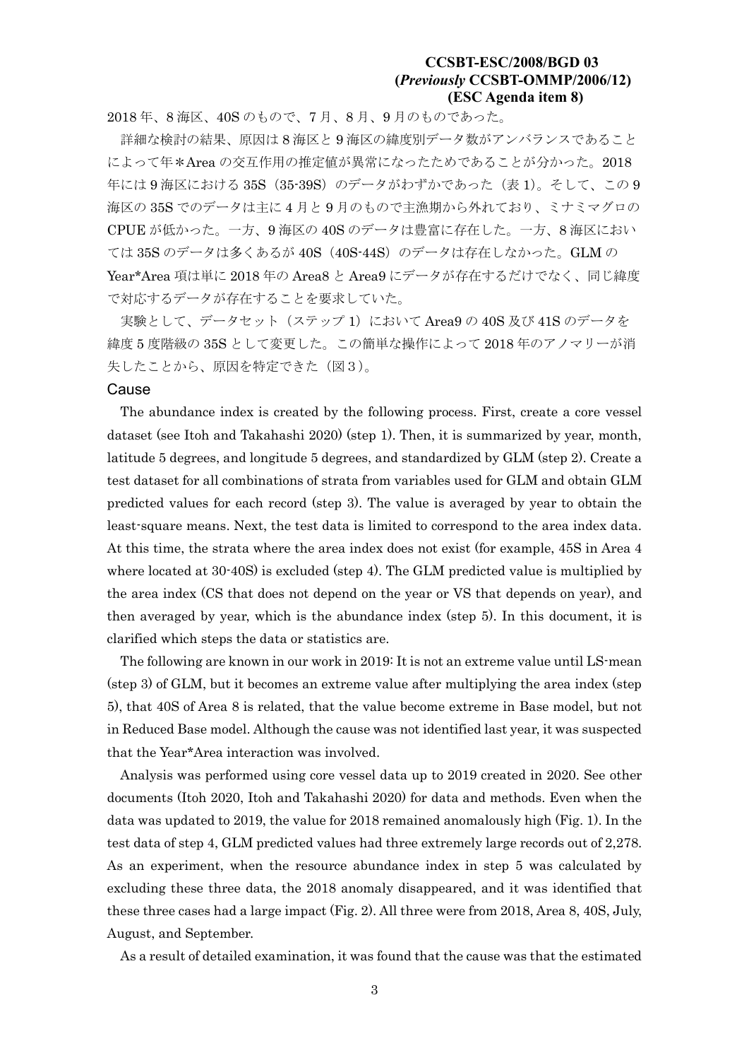2018 年、8 海区、40S のもので、7 月、8 月、9 月のものであった。

詳細な検討の結果、原因は 8 海区と 9 海区の緯度別データ数がアンバランスであることによって年＊Area の交互作用の推定値が異常になったためであることが分かった。2018 年には 9 海区における 35S（35-39S）のデータがわずかであった（表 1）。そして、この 9 海区の 35S でのデータは主に 4 月と 9 月のもので主漁期から外れており、ミナミマグロの CPUE が低かった。一方、9 海区の 40S のデータは豊富に存在した。一方、8 海区においては 35S のデータは多くあるが 40S（40S-44S）のデータは存在しなかった。GLM の Year*Area 項は単に 2018 年の Area8 と Area9 にデータが存在するだけでなく、同じ緯度で対応するデータが存在することを要求していた。

実験として、データセット（ステップ 1）において Area9 の 40S 及び 41S のデータを緯度 5 度階級の 35S として変更した。この簡単な操作によって 2018 年のアノマリーが消失したことから、原因を特定できた（図３）。

## Cause

The abundance index is created by the following process. First, create a core vessel dataset (see Itoh and Takahashi 2020) (step 1). Then, it is summarized by year, month, latitude 5 degrees, and longitude 5 degrees, and standardized by GLM (step 2). Create a test dataset for all combinations of strata from variables used for GLM and obtain GLM predicted values for each record (step 3). The value is averaged by year to obtain the least-square means. Next, the test data is limited to correspond to the area index data. At this time, the strata where the area index does not exist (for example, 45S in Area 4 where located at 30-40S) is excluded (step 4). The GLM predicted value is multiplied by the area index (CS that does not depend on the year or VS that depends on year), and then averaged by year, which is the abundance index (step 5). In this document, it is clarified which steps the data or statistics are.

The following are known in our work in 2019: It is not an extreme value until LS-mean (step 3) of GLM, but it becomes an extreme value after multiplying the area index (step 5), that 40S of Area 8 is related, that the value become extreme in Base model, but not in Reduced Base model. Although the cause was not identified last year, it was suspected that the Year*Area interaction was involved.

Analysis was performed using core vessel data up to 2019 created in 2020. See other documents (Itoh 2020, Itoh and Takahashi 2020) for data and methods. Even when the data was updated to 2019, the value for 2018 remained anomalously high (Fig. 1). In the test data of step 4, GLM predicted values had three extremely large records out of 2,278. As an experiment, when the resource abundance index in step 5 was calculated by excluding these three data, the 2018 anomaly disappeared, and it was identified that these three cases had a large impact (Fig. 2). All three were from 2018, Area 8, 40S, July, August, and September.

As a result of detailed examination, it was found that the cause was that the estimated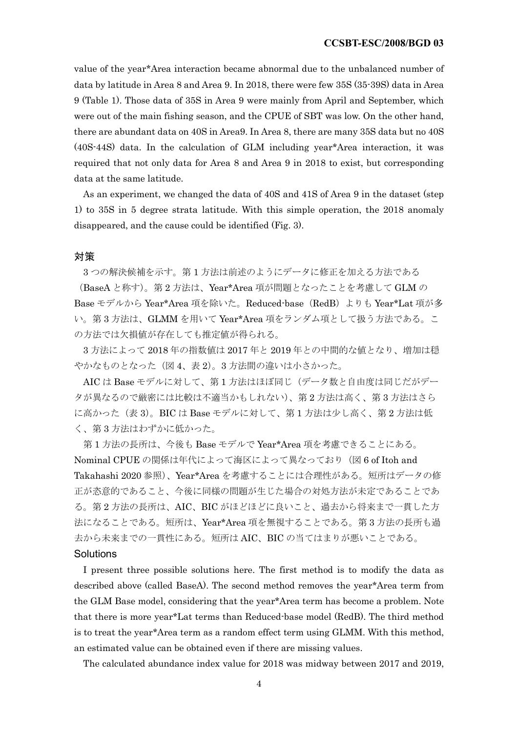value of the year*Area interaction became abnormal due to the unbalanced number of data by latitude in Area 8 and Area 9. In 2018, there were few 35S (35-39S) data in Area 9 (Table 1). Those data of 35S in Area 9 were mainly from April and September, which were out of the main fishing season, and the CPUE of SBT was low. On the other hand, there are abundant data on 40S in Area9. In Area 8, there are many 35S data but no 40S (40S-44S) data. In the calculation of GLM including year*Area interaction, it was required that not only data for Area 8 and Area 9 in 2018 to exist, but corresponding data at the same latitude.

As an experiment, we changed the data of 40S and 41S of Area 9 in the dataset (step 1) to 35S in 5 degree strata latitude. With this simple operation, the 2018 anomaly disappeared, and the cause could be identified (Fig. 3).

## 対策

3 つの解決候補を示す。第 1 方法は前述のようにデータに修正を加える方法である（BaseA と称す）。第 2 方法は、Year*Area 項が問題となったことを考慮して GLM の Base モデルから Year*Area 項を除いた。Reduced-base（RedB）よりも Year*Lat 項が多い。第 3 方法は、GLMM を用いて Year*Area 項をランダム項として扱う方法である。この方法では欠損値が存在しても推定値が得られる。

3 方法によって 2018 年の指数値は 2017 年と 2019 年との中間的な値となり、増加は穏やかなものとなった（図 4、表 2）。3 方法間の違いは小さかった。

AIC は Base モデルに対して、第 1 方法はほぼ同じ（データ数と自由度は同じだがデータが異なるので厳密には比較は不適当かもしれない）、第 2 方法は高く、第 3 方法はさらに高かった（表 3）。BIC は Base モデルに対して、第 1 方法は少し高く、第 2 方法は低く、第 3 方法はわずかに低かった。

第 1 方法の長所は、今後も Base モデルで Year*Area 項を考慮できることにある。Nominal CPUE の関係は年代によって海区によって異なっており（図 6 of Itoh and Takahashi 2020 参照）、Year*Area を考慮することには合理性がある。短所はデータの修正が恣意的であること、今後に同様の問題が生じた場合の対処方法が未定であることである。第 2 方法の長所は、AIC、BIC がほどほどに良いこと、過去から将来まで一貫した方法になることである。短所は、Year*Area 項を無視することである。第 3 方法の長所も過去から未来までの一貫性にある。短所は AIC、BIC の当てはまりが悪いことである。

## Solutions

I present three possible solutions here. The first method is to modify the data as described above (called BaseA). The second method removes the year*Area term from the GLM Base model, considering that the year*Area term has become a problem. Note that there is more year*Lat terms than Reduced-base model (RedB). The third method is to treat the year*Area term as a random effect term using GLMM. With this method, an estimated value can be obtained even if there are missing values.

The calculated abundance index value for 2018 was midway between 2017 and 2019,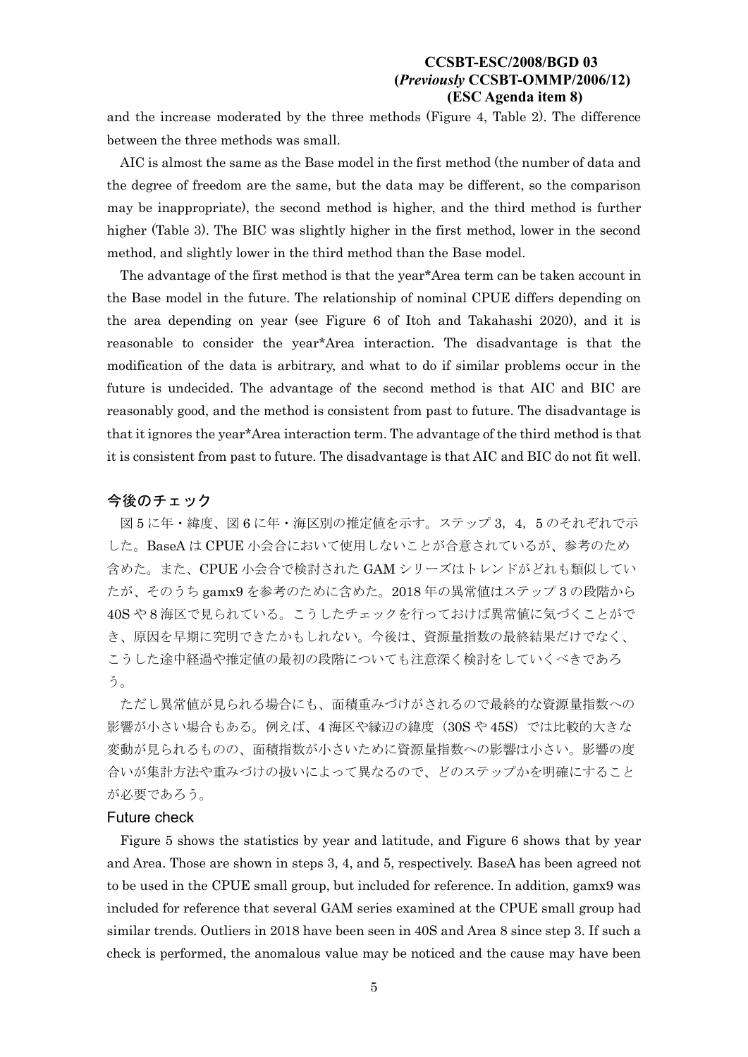and the increase moderated by the three methods (Figure 4, Table 2). The difference between the three methods was small.

AIC is almost the same as the Base model in the first method (the number of data and the degree of freedom are the same, but the data may be different, so the comparison may be inappropriate), the second method is higher, and the third method is further higher (Table 3). The BIC was slightly higher in the first method, lower in the second method, and slightly lower in the third method than the Base model.

The advantage of the first method is that the year*Area term can be taken account in the Base model in the future. The relationship of nominal CPUE differs depending on the area depending on year (see Figure 6 of Itoh and Takahashi 2020), and it is reasonable to consider the year*Area interaction. The disadvantage is that the modification of the data is arbitrary, and what to do if similar problems occur in the future is undecided. The advantage of the second method is that AIC and BIC are reasonably good, and the method is consistent from past to future. The disadvantage is that it ignores the year*Area interaction term. The advantage of the third method is that it is consistent from past to future. The disadvantage is that AIC and BIC do not fit well.

## 今後のチェック

図 5 に年・緯度、図 6 に年・海区別の推定値を示す。ステップ 3，4，5 のそれぞれで示した。BaseA は CPUE 小会合において使用しないことが合意されているが、参考のため含めた。また、CPUE 小会合で検討された GAM シリーズはトレンドがどれも類似していたが、そのうち gamx9 を参考のために含めた。2018 年の異常値はステップ 3 の段階から 40S や 8 海区で見られている。こうしたチェックを行っておけば異常値に気づくことができ、原因を早期に究明できたかもしれない。今後は、資源量指数の最終結果だけでなく、こうした途中経過や推定値の最初の段階についても注意深く検討をしていくべきであろう。

ただし異常値が見られる場合にも、面積重みづけがされるので最終的な資源量指数への影響が小さい場合もある。例えば、4 海区や縁辺の緯度（30S や 45S）では比較的大きな変動が見られるものの、面積指数が小さいために資源量指数への影響は小さい。影響の度合いが集計方法や重みづけの扱いによって異なるので、どのステップかを明確にすることが必要であろう。

## Future check

Figure 5 shows the statistics by year and latitude, and Figure 6 shows that by year and Area. Those are shown in steps 3, 4, and 5, respectively. BaseA has been agreed not to be used in the CPUE small group, but included for reference. In addition, gamx9 was included for reference that several GAM series examined at the CPUE small group had similar trends. Outliers in 2018 have been seen in 40S and Area 8 since step 3. If such a check is performed, the anomalous value may be noticed and the cause may have been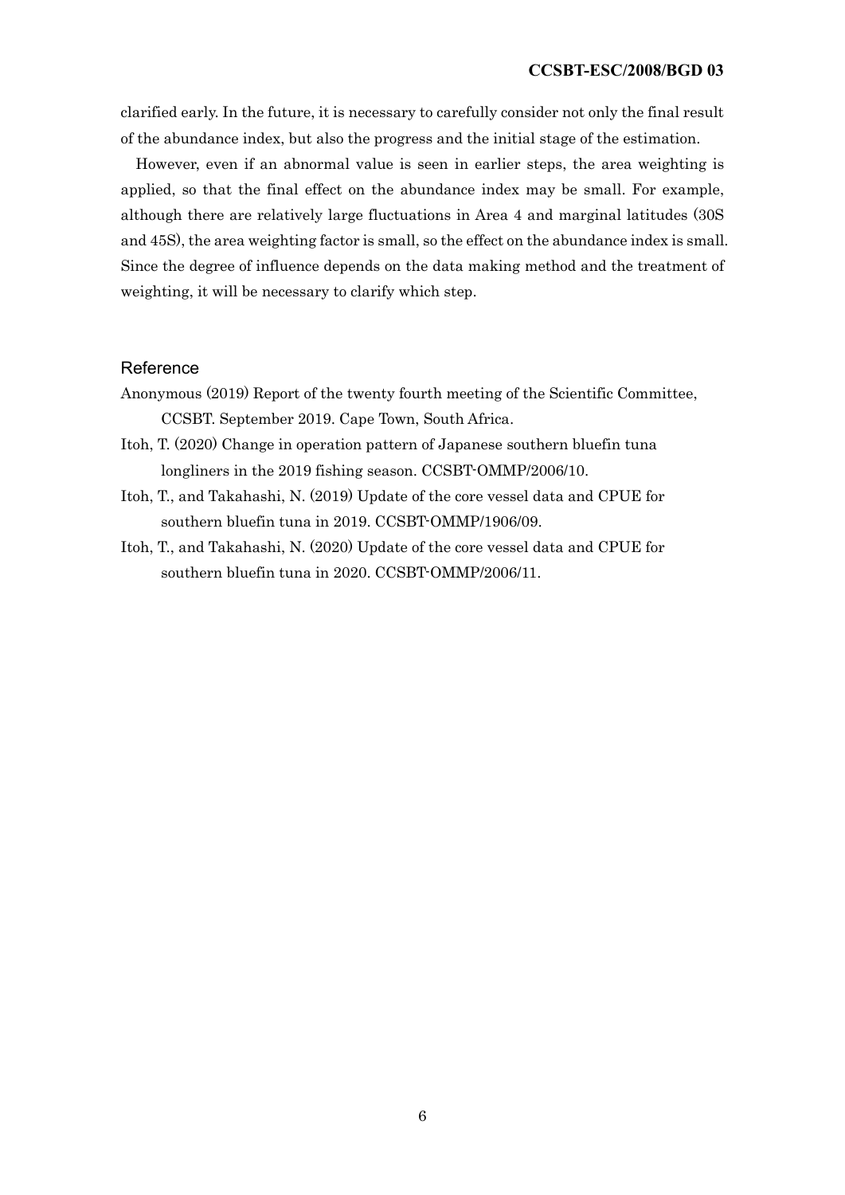clarified early. In the future, it is necessary to carefully consider not only the final result of the abundance index, but also the progress and the initial stage of the estimation.

However, even if an abnormal value is seen in earlier steps, the area weighting is applied, so that the final effect on the abundance index may be small. For example, although there are relatively large fluctuations in Area 4 and marginal latitudes (30S and 45S), the area weighting factor is small, so the effect on the abundance index is small. Since the degree of influence depends on the data making method and the treatment of weighting, it will be necessary to clarify which step.

## Reference

Anonymous (2019) Report of the twenty fourth meeting of the Scientific Committee, CCSBT. September 2019. Cape Town, South Africa.

Itoh, T. (2020) Change in operation pattern of Japanese southern bluefin tuna longliners in the 2019 fishing season. CCSBT-OMMP/2006/10.

Itoh, T., and Takahashi, N. (2019) Update of the core vessel data and CPUE for southern bluefin tuna in 2019. CCSBT-OMMP/1906/09.

Itoh, T., and Takahashi, N. (2020) Update of the core vessel data and CPUE for southern bluefin tuna in 2020. CCSBT-OMMP/2006/11.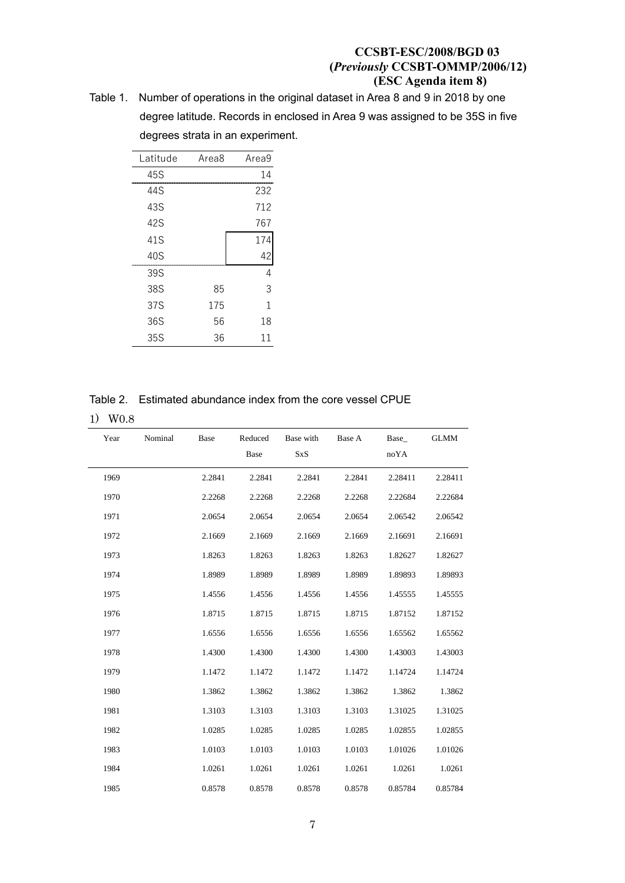**CCSBT-ESC/2008/BGD 03**
**(*Previously* CCSBT-OMMP/2006/12)**
**(ESC Agenda item 8)**

Table 1. Number of operations in the original dataset in Area 8 and 9 in 2018 by one degree latitude. Records in enclosed in Area 9 was assigned to be 35S in five degrees strata in an experiment.

| Latitude | Area8 | Area9 |
|---|---|---|
| 45S | | 14 |
| 44S | | 232 |
| 43S | | 712 |
| 42S | | 767 |
| 41S | | 174 |
| 40S | | 42 |
| 39S | | 4 |
| 38S | 85 | 3 |
| 37S | 175 | 1 |
| 36S | 56 | 18 |
| 35S | 36 | 11 |

Table 2. Estimated abundance index from the core vessel CPUE

1) W0.8

| Year | Nominal | Base | Reduced Base | Base with SxS | Base A | Base_ noYA | GLMM |
|---|---|---|---|---|---|---|---|
| 1969 | | 2.2841 | 2.2841 | 2.2841 | 2.2841 | 2.28411 | 2.28411 |
| 1970 | | 2.2268 | 2.2268 | 2.2268 | 2.2268 | 2.22684 | 2.22684 |
| 1971 | | 2.0654 | 2.0654 | 2.0654 | 2.0654 | 2.06542 | 2.06542 |
| 1972 | | 2.1669 | 2.1669 | 2.1669 | 2.1669 | 2.16691 | 2.16691 |
| 1973 | | 1.8263 | 1.8263 | 1.8263 | 1.8263 | 1.82627 | 1.82627 |
| 1974 | | 1.8989 | 1.8989 | 1.8989 | 1.8989 | 1.89893 | 1.89893 |
| 1975 | | 1.4556 | 1.4556 | 1.4556 | 1.4556 | 1.45555 | 1.45555 |
| 1976 | | 1.8715 | 1.8715 | 1.8715 | 1.8715 | 1.87152 | 1.87152 |
| 1977 | | 1.6556 | 1.6556 | 1.6556 | 1.6556 | 1.65562 | 1.65562 |
| 1978 | | 1.4300 | 1.4300 | 1.4300 | 1.4300 | 1.43003 | 1.43003 |
| 1979 | | 1.1472 | 1.1472 | 1.1472 | 1.1472 | 1.14724 | 1.14724 |
| 1980 | | 1.3862 | 1.3862 | 1.3862 | 1.3862 | 1.3862 | 1.3862 |
| 1981 | | 1.3103 | 1.3103 | 1.3103 | 1.3103 | 1.31025 | 1.31025 |
| 1982 | | 1.0285 | 1.0285 | 1.0285 | 1.0285 | 1.02855 | 1.02855 |
| 1983 | | 1.0103 | 1.0103 | 1.0103 | 1.0103 | 1.01026 | 1.01026 |
| 1984 | | 1.0261 | 1.0261 | 1.0261 | 1.0261 | 1.0261 | 1.0261 |
| 1985 | | 0.8578 | 0.8578 | 0.8578 | 0.8578 | 0.85784 | 0.85784 |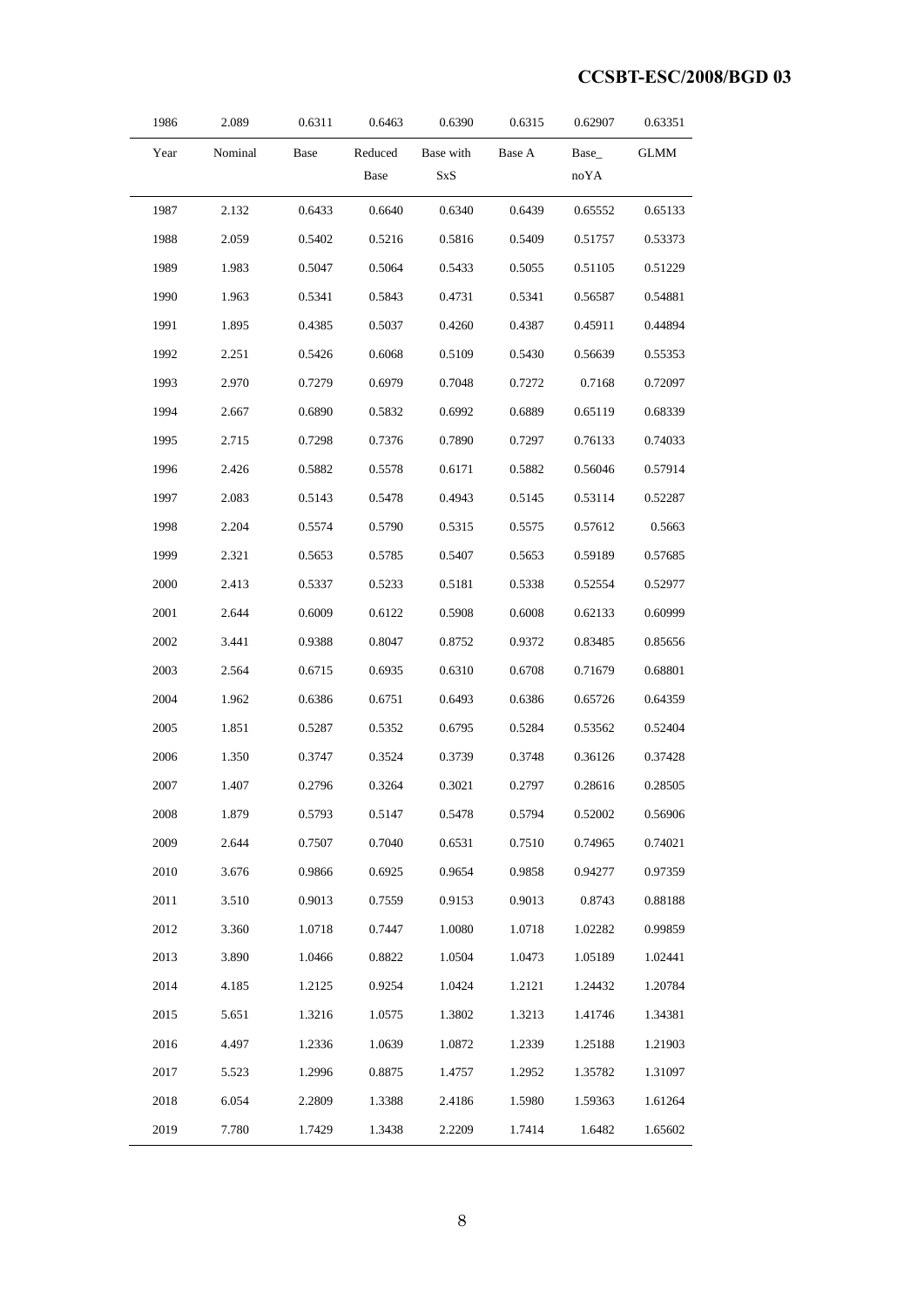| 1986 | 2.089 | 0.6311 | 0.6463 | 0.6390 | 0.6315 | 0.62907 | 0.63351 |
|---|---|---|---|---|---|---|---|
| Year | Nominal | Base | Reduced Base | Base with SxS | Base A | Base_ noYA | GLMM |
| 1987 | 2.132 | 0.6433 | 0.6640 | 0.6340 | 0.6439 | 0.65552 | 0.65133 |
| 1988 | 2.059 | 0.5402 | 0.5216 | 0.5816 | 0.5409 | 0.51757 | 0.53373 |
| 1989 | 1.983 | 0.5047 | 0.5064 | 0.5433 | 0.5055 | 0.51105 | 0.51229 |
| 1990 | 1.963 | 0.5341 | 0.5843 | 0.4731 | 0.5341 | 0.56587 | 0.54881 |
| 1991 | 1.895 | 0.4385 | 0.5037 | 0.4260 | 0.4387 | 0.45911 | 0.44894 |
| 1992 | 2.251 | 0.5426 | 0.6068 | 0.5109 | 0.5430 | 0.56639 | 0.55353 |
| 1993 | 2.970 | 0.7279 | 0.6979 | 0.7048 | 0.7272 | 0.7168 | 0.72097 |
| 1994 | 2.667 | 0.6890 | 0.5832 | 0.6992 | 0.6889 | 0.65119 | 0.68339 |
| 1995 | 2.715 | 0.7298 | 0.7376 | 0.7890 | 0.7297 | 0.76133 | 0.74033 |
| 1996 | 2.426 | 0.5882 | 0.5578 | 0.6171 | 0.5882 | 0.56046 | 0.57914 |
| 1997 | 2.083 | 0.5143 | 0.5478 | 0.4943 | 0.5145 | 0.53114 | 0.52287 |
| 1998 | 2.204 | 0.5574 | 0.5790 | 0.5315 | 0.5575 | 0.57612 | 0.5663 |
| 1999 | 2.321 | 0.5653 | 0.5785 | 0.5407 | 0.5653 | 0.59189 | 0.57685 |
| 2000 | 2.413 | 0.5337 | 0.5233 | 0.5181 | 0.5338 | 0.52554 | 0.52977 |
| 2001 | 2.644 | 0.6009 | 0.6122 | 0.5908 | 0.6008 | 0.62133 | 0.60999 |
| 2002 | 3.441 | 0.9388 | 0.8047 | 0.8752 | 0.9372 | 0.83485 | 0.85656 |
| 2003 | 2.564 | 0.6715 | 0.6935 | 0.6310 | 0.6708 | 0.71679 | 0.68801 |
| 2004 | 1.962 | 0.6386 | 0.6751 | 0.6493 | 0.6386 | 0.65726 | 0.64359 |
| 2005 | 1.851 | 0.5287 | 0.5352 | 0.6795 | 0.5284 | 0.53562 | 0.52404 |
| 2006 | 1.350 | 0.3747 | 0.3524 | 0.3739 | 0.3748 | 0.36126 | 0.37428 |
| 2007 | 1.407 | 0.2796 | 0.3264 | 0.3021 | 0.2797 | 0.28616 | 0.28505 |
| 2008 | 1.879 | 0.5793 | 0.5147 | 0.5478 | 0.5794 | 0.52002 | 0.56906 |
| 2009 | 2.644 | 0.7507 | 0.7040 | 0.6531 | 0.7510 | 0.74965 | 0.74021 |
| 2010 | 3.676 | 0.9866 | 0.6925 | 0.9654 | 0.9858 | 0.94277 | 0.97359 |
| 2011 | 3.510 | 0.9013 | 0.7559 | 0.9153 | 0.9013 | 0.8743 | 0.88188 |
| 2012 | 3.360 | 1.0718 | 0.7447 | 1.0080 | 1.0718 | 1.02282 | 0.99859 |
| 2013 | 3.890 | 1.0466 | 0.8822 | 1.0504 | 1.0473 | 1.05189 | 1.02441 |
| 2014 | 4.185 | 1.2125 | 0.9254 | 1.0424 | 1.2121 | 1.24432 | 1.20784 |
| 2015 | 5.651 | 1.3216 | 1.0575 | 1.3802 | 1.3213 | 1.41746 | 1.34381 |
| 2016 | 4.497 | 1.2336 | 1.0639 | 1.0872 | 1.2339 | 1.25188 | 1.21903 |
| 2017 | 5.523 | 1.2996 | 0.8875 | 1.4757 | 1.2952 | 1.35782 | 1.31097 |
| 2018 | 6.054 | 2.2809 | 1.3388 | 2.4186 | 1.5980 | 1.59363 | 1.61264 |
| 2019 | 7.780 | 1.7429 | 1.3438 | 2.2209 | 1.7414 | 1.6482 | 1.65602 |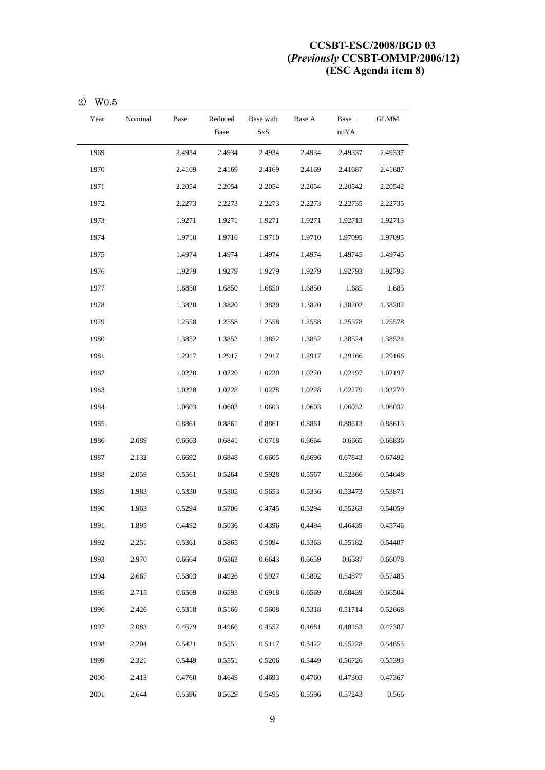2) W0.5

| Year | Nominal | Base | Reduced Base | Base with SxS | Base A | Base_ noYA | GLMM |
|---|---|---|---|---|---|---|---|
| 1969 | | 2.4934 | 2.4934 | 2.4934 | 2.4934 | 2.49337 | 2.49337 |
| 1970 | | 2.4169 | 2.4169 | 2.4169 | 2.4169 | 2.41687 | 2.41687 |
| 1971 | | 2.2054 | 2.2054 | 2.2054 | 2.2054 | 2.20542 | 2.20542 |
| 1972 | | 2.2273 | 2.2273 | 2.2273 | 2.2273 | 2.22735 | 2.22735 |
| 1973 | | 1.9271 | 1.9271 | 1.9271 | 1.9271 | 1.92713 | 1.92713 |
| 1974 | | 1.9710 | 1.9710 | 1.9710 | 1.9710 | 1.97095 | 1.97095 |
| 1975 | | 1.4974 | 1.4974 | 1.4974 | 1.4974 | 1.49745 | 1.49745 |
| 1976 | | 1.9279 | 1.9279 | 1.9279 | 1.9279 | 1.92793 | 1.92793 |
| 1977 | | 1.6850 | 1.6850 | 1.6850 | 1.6850 | 1.685 | 1.685 |
| 1978 | | 1.3820 | 1.3820 | 1.3820 | 1.3820 | 1.38202 | 1.38202 |
| 1979 | | 1.2558 | 1.2558 | 1.2558 | 1.2558 | 1.25578 | 1.25578 |
| 1980 | | 1.3852 | 1.3852 | 1.3852 | 1.3852 | 1.38524 | 1.38524 |
| 1981 | | 1.2917 | 1.2917 | 1.2917 | 1.2917 | 1.29166 | 1.29166 |
| 1982 | | 1.0220 | 1.0220 | 1.0220 | 1.0220 | 1.02197 | 1.02197 |
| 1983 | | 1.0228 | 1.0228 | 1.0228 | 1.0228 | 1.02279 | 1.02279 |
| 1984 | | 1.0603 | 1.0603 | 1.0603 | 1.0603 | 1.06032 | 1.06032 |
| 1985 | | 0.8861 | 0.8861 | 0.8861 | 0.8861 | 0.88613 | 0.88613 |
| 1986 | 2.089 | 0.6663 | 0.6841 | 0.6718 | 0.6664 | 0.6665 | 0.66836 |
| 1987 | 2.132 | 0.6692 | 0.6848 | 0.6605 | 0.6696 | 0.67843 | 0.67492 |
| 1988 | 2.059 | 0.5561 | 0.5264 | 0.5928 | 0.5567 | 0.52366 | 0.54648 |
| 1989 | 1.983 | 0.5330 | 0.5305 | 0.5653 | 0.5336 | 0.53473 | 0.53871 |
| 1990 | 1.963 | 0.5294 | 0.5700 | 0.4745 | 0.5294 | 0.55263 | 0.54059 |
| 1991 | 1.895 | 0.4492 | 0.5036 | 0.4396 | 0.4494 | 0.46439 | 0.45746 |
| 1992 | 2.251 | 0.5361 | 0.5865 | 0.5094 | 0.5363 | 0.55182 | 0.54407 |
| 1993 | 2.970 | 0.6664 | 0.6363 | 0.6643 | 0.6659 | 0.6587 | 0.66078 |
| 1994 | 2.667 | 0.5803 | 0.4926 | 0.5927 | 0.5802 | 0.54877 | 0.57485 |
| 1995 | 2.715 | 0.6569 | 0.6593 | 0.6918 | 0.6569 | 0.68439 | 0.66504 |
| 1996 | 2.426 | 0.5318 | 0.5166 | 0.5608 | 0.5318 | 0.51714 | 0.52668 |
| 1997 | 2.083 | 0.4679 | 0.4966 | 0.4557 | 0.4681 | 0.48153 | 0.47387 |
| 1998 | 2.204 | 0.5421 | 0.5551 | 0.5117 | 0.5422 | 0.55228 | 0.54855 |
| 1999 | 2.321 | 0.5449 | 0.5551 | 0.5206 | 0.5449 | 0.56726 | 0.55393 |
| 2000 | 2.413 | 0.4760 | 0.4649 | 0.4693 | 0.4760 | 0.47303 | 0.47367 |
| 2001 | 2.644 | 0.5596 | 0.5629 | 0.5495 | 0.5596 | 0.57243 | 0.566 |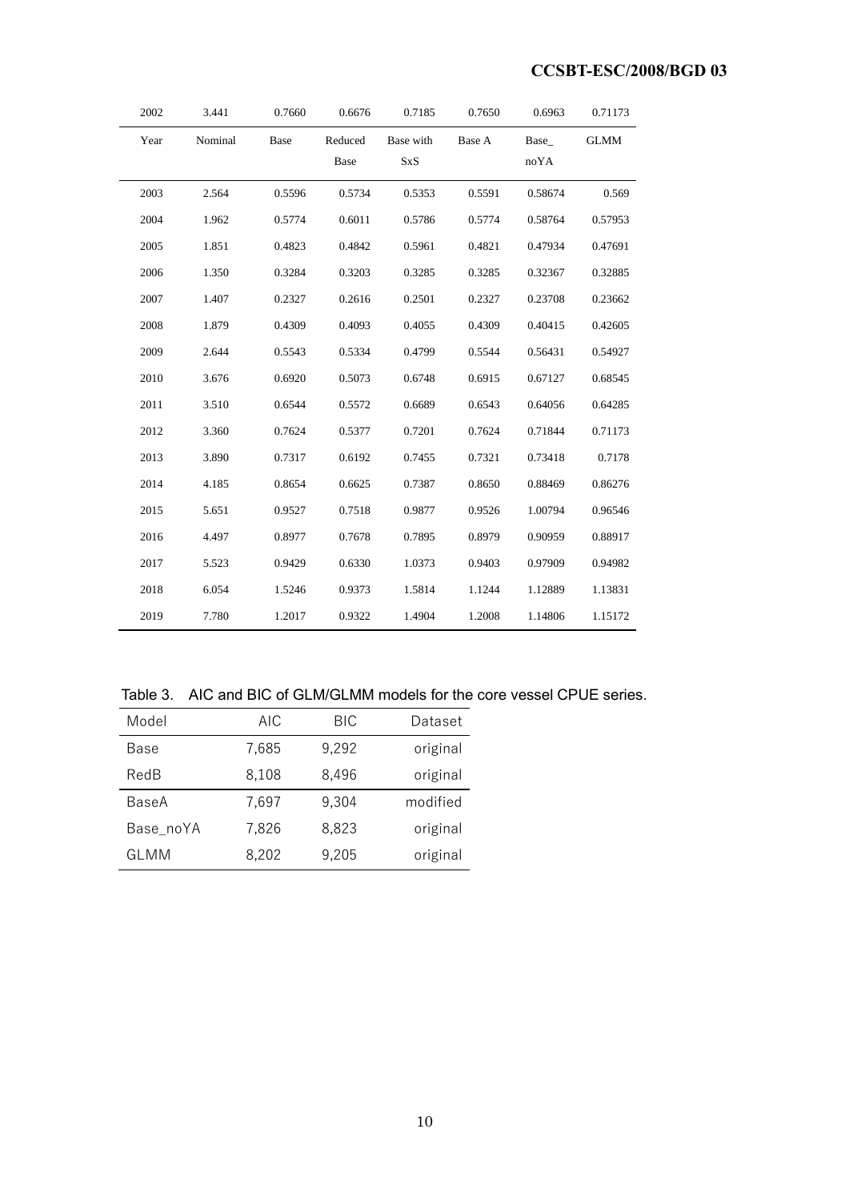| 2002 | 3.441 | 0.7660 | 0.6676 | 0.7185 | 0.7650 | 0.6963 | 0.71173 |
|---|---|---|---|---|---|---|---|
| Year | Nominal | Base | Reduced Base | Base with SxS | Base A | Base_ noYA | GLMM |
| 2003 | 2.564 | 0.5596 | 0.5734 | 0.5353 | 0.5591 | 0.58674 | 0.569 |
| 2004 | 1.962 | 0.5774 | 0.6011 | 0.5786 | 0.5774 | 0.58764 | 0.57953 |
| 2005 | 1.851 | 0.4823 | 0.4842 | 0.5961 | 0.4821 | 0.47934 | 0.47691 |
| 2006 | 1.350 | 0.3284 | 0.3203 | 0.3285 | 0.3285 | 0.32367 | 0.32885 |
| 2007 | 1.407 | 0.2327 | 0.2616 | 0.2501 | 0.2327 | 0.23708 | 0.23662 |
| 2008 | 1.879 | 0.4309 | 0.4093 | 0.4055 | 0.4309 | 0.40415 | 0.42605 |
| 2009 | 2.644 | 0.5543 | 0.5334 | 0.4799 | 0.5544 | 0.56431 | 0.54927 |
| 2010 | 3.676 | 0.6920 | 0.5073 | 0.6748 | 0.6915 | 0.67127 | 0.68545 |
| 2011 | 3.510 | 0.6544 | 0.5572 | 0.6689 | 0.6543 | 0.64056 | 0.64285 |
| 2012 | 3.360 | 0.7624 | 0.5377 | 0.7201 | 0.7624 | 0.71844 | 0.71173 |
| 2013 | 3.890 | 0.7317 | 0.6192 | 0.7455 | 0.7321 | 0.73418 | 0.7178 |
| 2014 | 4.185 | 0.8654 | 0.6625 | 0.7387 | 0.8650 | 0.88469 | 0.86276 |
| 2015 | 5.651 | 0.9527 | 0.7518 | 0.9877 | 0.9526 | 1.00794 | 0.96546 |
| 2016 | 4.497 | 0.8977 | 0.7678 | 0.7895 | 0.8979 | 0.90959 | 0.88917 |
| 2017 | 5.523 | 0.9429 | 0.6330 | 1.0373 | 0.9403 | 0.97909 | 0.94982 |
| 2018 | 6.054 | 1.5246 | 0.9373 | 1.5814 | 1.1244 | 1.12889 | 1.13831 |
| 2019 | 7.780 | 1.2017 | 0.9322 | 1.4904 | 1.2008 | 1.14806 | 1.15172 |

Table 3. AIC and BIC of GLM/GLMM models for the core vessel CPUE series.

| Model | AIC | BIC | Dataset |
|---|---|---|---|
| Base | 7,685 | 9,292 | original |
| RedB | 8,108 | 8,496 | original |
| BaseA | 7,697 | 9,304 | modified |
| Base_noYA | 7,826 | 8,823 | original |
| GLMM | 8,202 | 9,205 | original |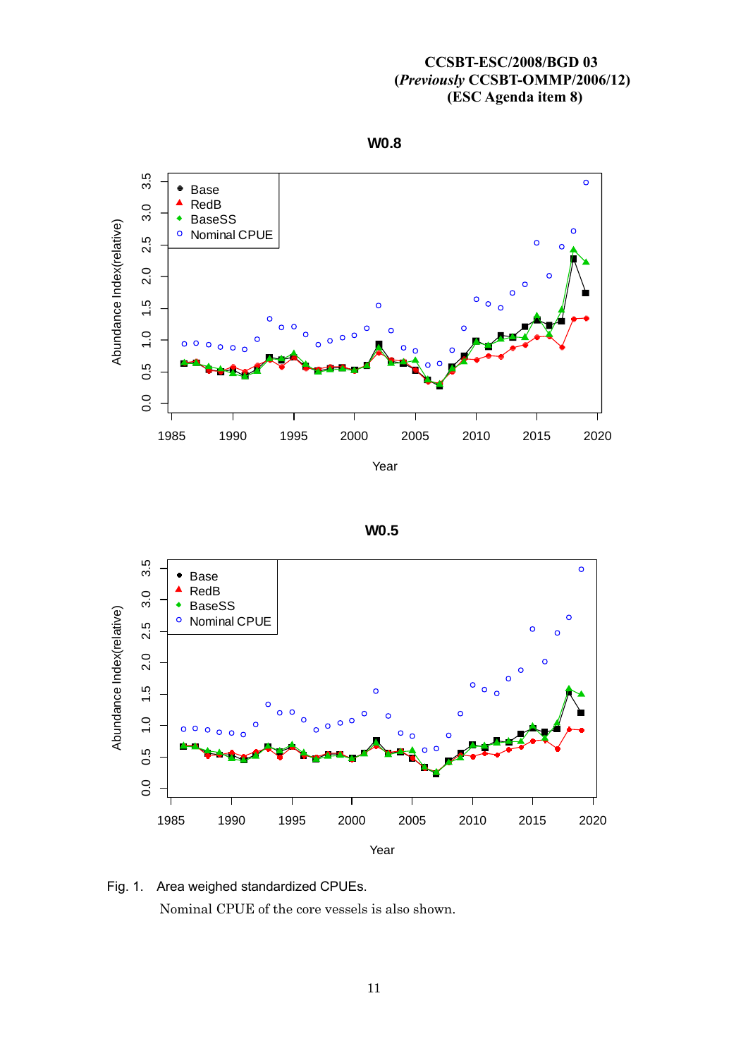CCSBT-ESC/2008/BGD 03
(*Previously* CCSBT-OMMP/2006/12)
(ESC Agenda item 8)

Fig. 1. Area weighed standardized CPUEs.

Nominal CPUE of the core vessels is also shown.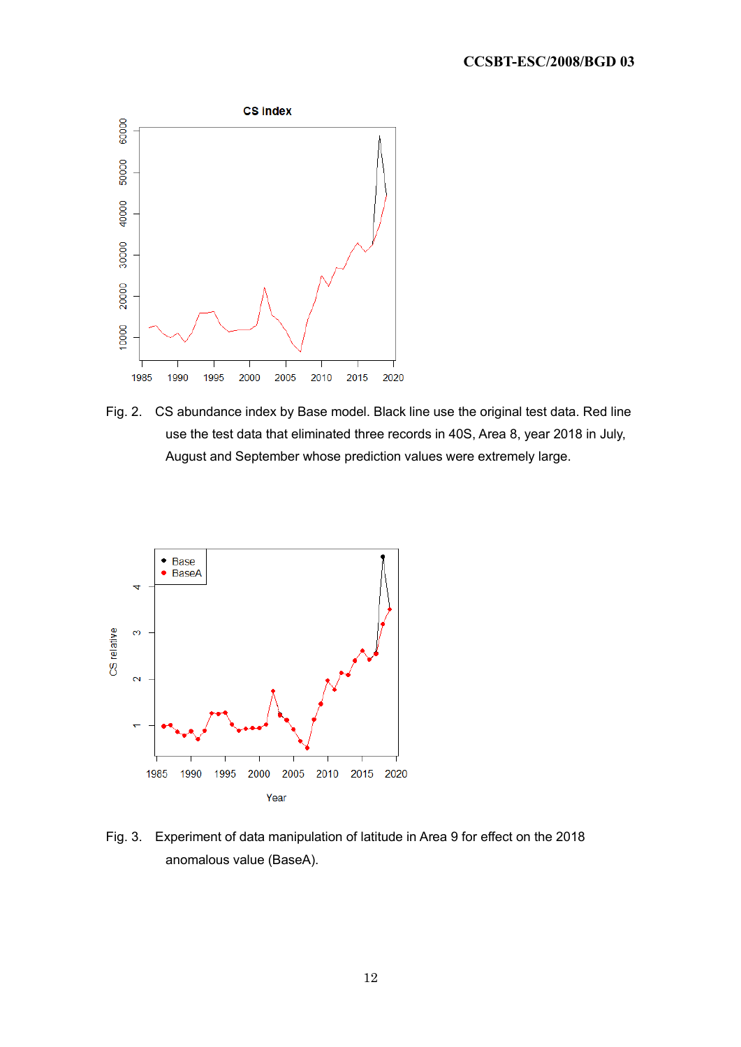Fig. 2. CS abundance index by Base model. Black line use the original test data. Red line use the test data that eliminated three records in 40S, Area 8, year 2018 in July, August and September whose prediction values were extremely large.

Fig. 3. Experiment of data manipulation of latitude in Area 9 for effect on the 2018 anomalous value (BaseA).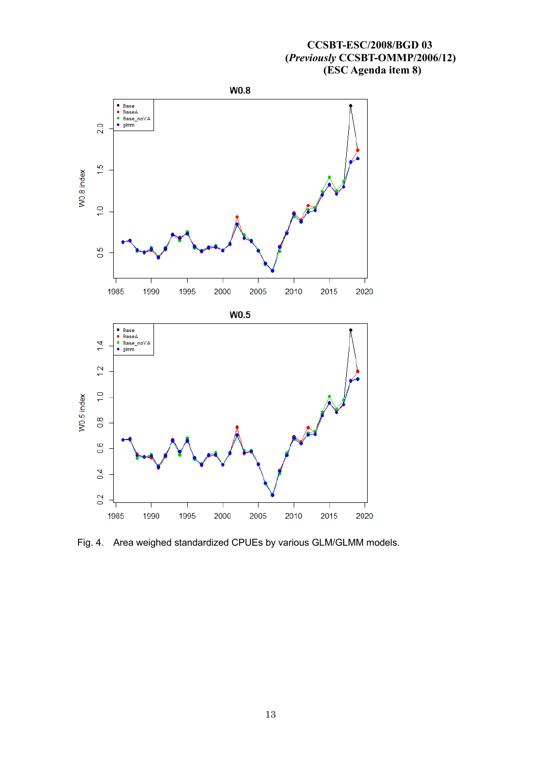Fig. 4. Area weighed standardized CPUEs by various GLM/GLMM models.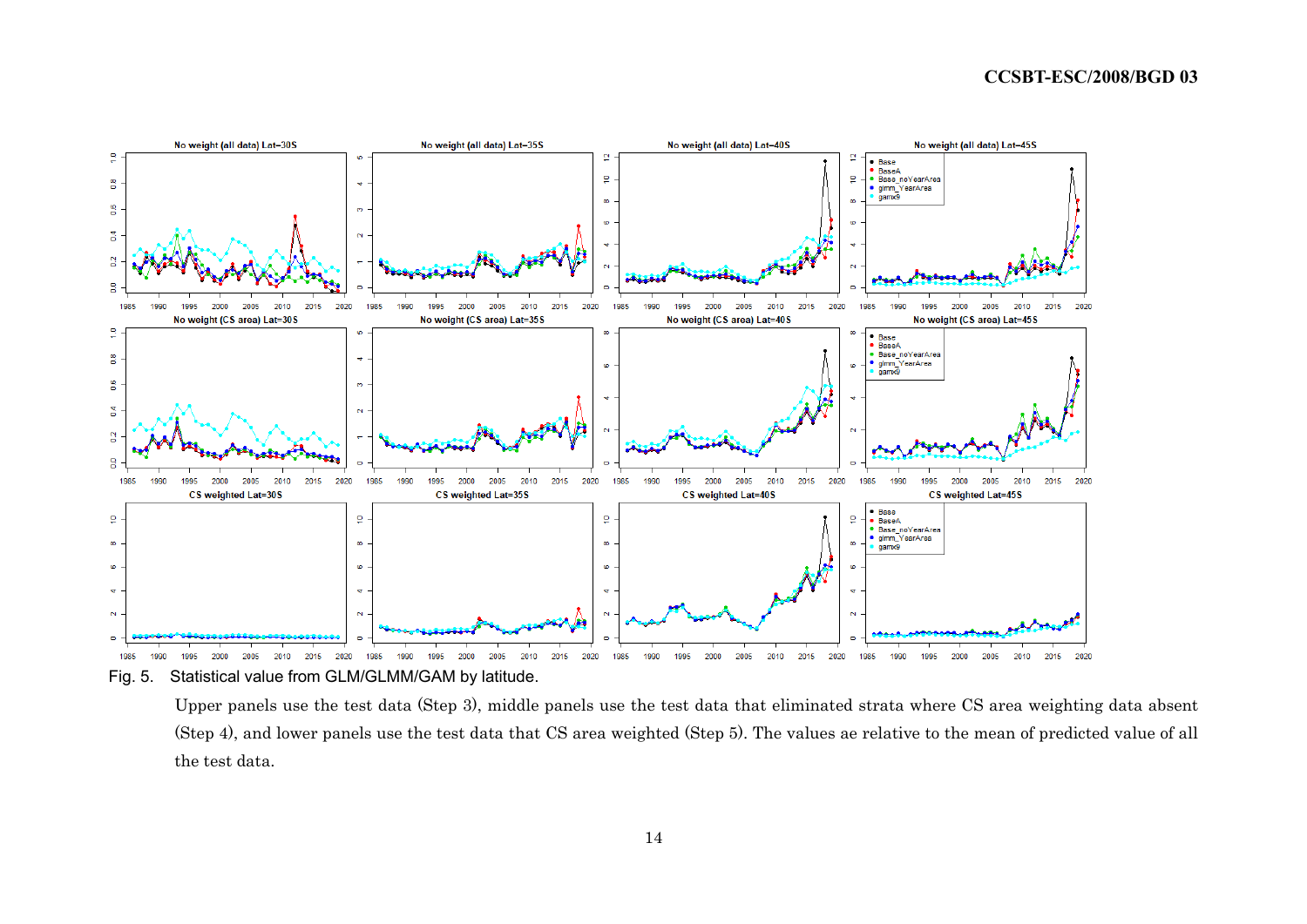Fig. 5. Statistical value from GLM/GLMM/GAM by latitude.

Upper panels use the test data (Step 3), middle panels use the test data that eliminated strata where CS area weighting data absent (Step 4), and lower panels use the test data that CS area weighted (Step 5). The values ae relative to the mean of predicted value of all the test data.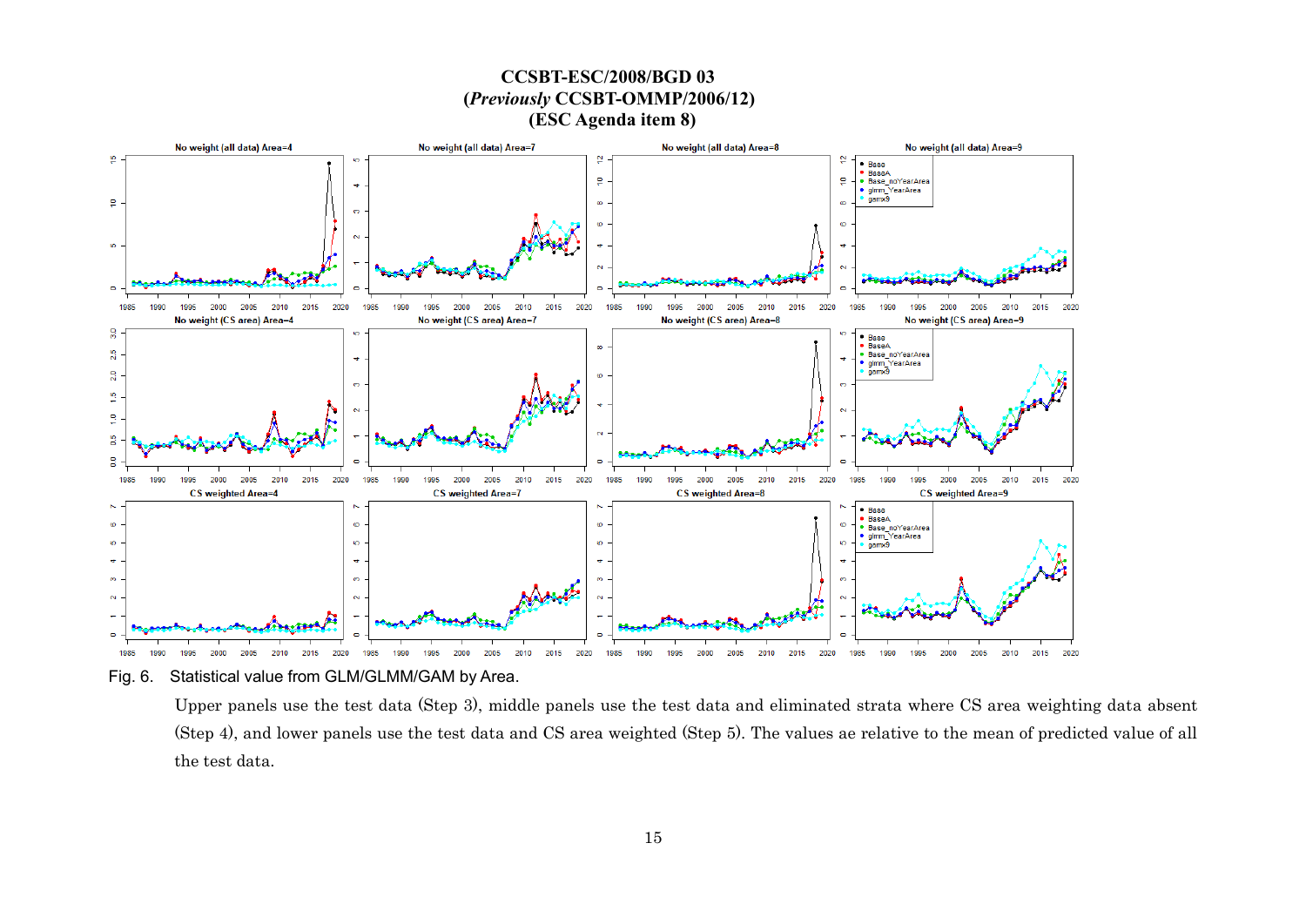**CCSBT-ESC/2008/BGD 03**
**(*Previously* CCSBT-OMMP/2006/12)**
**(ESC Agenda item 8)**

No weight (all data) Area=4

No weight (all data) Area=7

No weight (all data) Area=8

No weight (all data) Area=9

No weight (CS area) Area=4

No weight (CS area) Area=7

No weight (CS area) Area=8

No weight (CS area) Area=9

CS weighted Area=4

CS weighted Area=7

CS weighted Area=8

CS weighted Area=9

Base
BaseA
Base_noYearArea
glmm_YearArea
gamx9

1985 1990 1995 2000 2005 2010 2015 2020

Fig. 6. Statistical value from GLM/GLMM/GAM by Area.

Upper panels use the test data (Step 3), middle panels use the test data and eliminated strata where CS area weighting data absent (Step 4), and lower panels use the test data and CS area weighted (Step 5). The values ae relative to the mean of predicted value of all the test data.